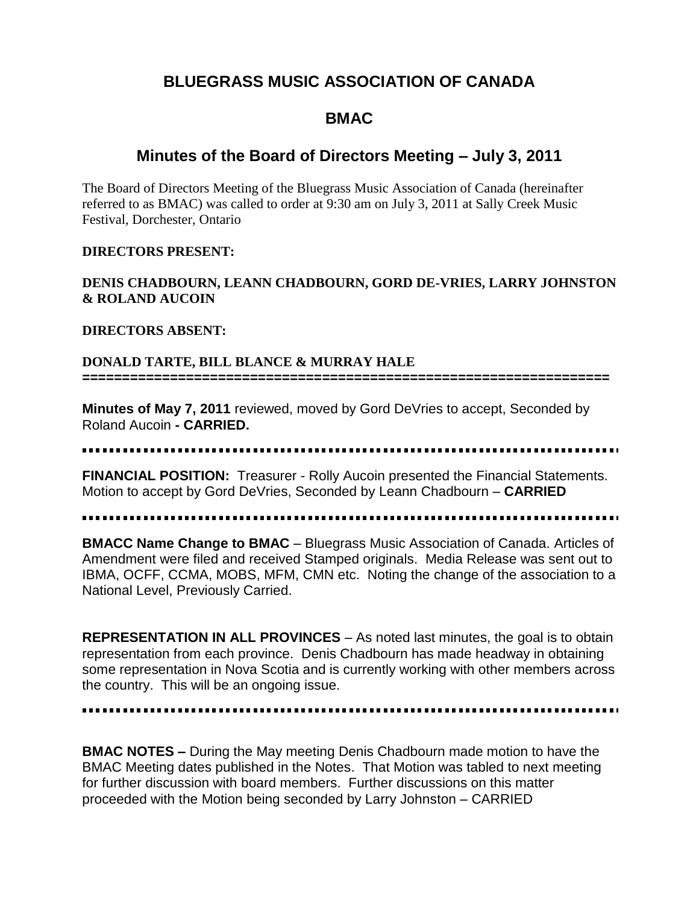# BLUEGRASS MUSIC ASSOCIATION OF CANADA

## BMAC

## Minutes of the Board of Directors Meeting – July 3, 2011

The Board of Directors Meeting of the Bluegrass Music Association of Canada (hereinafter referred to as BMAC) was called to order at 9:30 am on July 3, 2011 at Sally Creek Music Festival, Dorchester, Ontario

**DIRECTORS PRESENT:**

**DENIS CHADBOURN, LEANN CHADBOURN, GORD DE-VRIES, LARRY JOHNSTON & ROLAND AUCOIN**

**DIRECTORS ABSENT:**

**DONALD TARTE, BILL BLANCE & MURRAY HALE**

---

**Minutes of May 7, 2011** reviewed, moved by Gord DeVries to accept, Seconded by Roland Aucoin **- CARRIED.**

---

**FINANCIAL POSITION:** Treasurer - Rolly Aucoin presented the Financial Statements. Motion to accept by Gord DeVries, Seconded by Leann Chadbourn – **CARRIED**

---

**BMACC Name Change to BMAC** – Bluegrass Music Association of Canada. Articles of Amendment were filed and received Stamped originals. Media Release was sent out to IBMA, OCFF, CCMA, MOBS, MFM, CMN etc. Noting the change of the association to a National Level, Previously Carried.

**REPRESENTATION IN ALL PROVINCES** – As noted last minutes, the goal is to obtain representation from each province. Denis Chadbourn has made headway in obtaining some representation in Nova Scotia and is currently working with other members across the country. This will be an ongoing issue.

---

**BMAC NOTES –** During the May meeting Denis Chadbourn made motion to have the BMAC Meeting dates published in the Notes. That Motion was tabled to next meeting for further discussion with board members. Further discussions on this matter proceeded with the Motion being seconded by Larry Johnston – CARRIED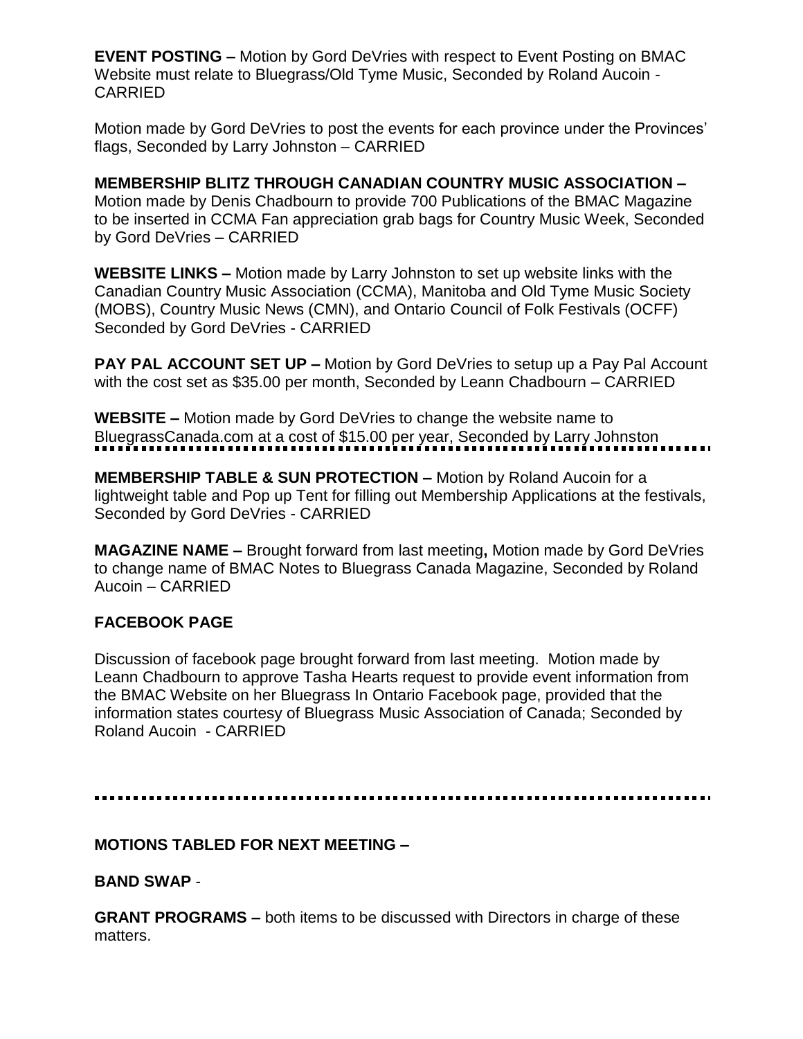**EVENT POSTING –** Motion by Gord DeVries with respect to Event Posting on BMAC Website must relate to Bluegrass/Old Tyme Music, Seconded by Roland Aucoin - CARRIED

Motion made by Gord DeVries to post the events for each province under the Provinces' flags, Seconded by Larry Johnston – CARRIED

**MEMBERSHIP BLITZ THROUGH CANADIAN COUNTRY MUSIC ASSOCIATION –** Motion made by Denis Chadbourn to provide 700 Publications of the BMAC Magazine to be inserted in CCMA Fan appreciation grab bags for Country Music Week, Seconded by Gord DeVries – CARRIED

**WEBSITE LINKS –** Motion made by Larry Johnston to set up website links with the Canadian Country Music Association (CCMA), Manitoba and Old Tyme Music Society (MOBS), Country Music News (CMN), and Ontario Council of Folk Festivals (OCFF) Seconded by Gord DeVries - CARRIED

**PAY PAL ACCOUNT SET UP –** Motion by Gord DeVries to setup up a Pay Pal Account with the cost set as $35.00 per month, Seconded by Leann Chadbourn – CARRIED

**WEBSITE –** Motion made by Gord DeVries to change the website name to BluegrassCanada.com at a cost of $15.00 per year, Seconded by Larry Johnston

---

**MEMBERSHIP TABLE & SUN PROTECTION –** Motion by Roland Aucoin for a lightweight table and Pop up Tent for filling out Membership Applications at the festivals, Seconded by Gord DeVries - CARRIED

**MAGAZINE NAME –** Brought forward from last meeting**,** Motion made by Gord DeVries to change name of BMAC Notes to Bluegrass Canada Magazine, Seconded by Roland Aucoin – CARRIED

**FACEBOOK PAGE**

Discussion of facebook page brought forward from last meeting. Motion made by Leann Chadbourn to approve Tasha Hearts request to provide event information from the BMAC Website on her Bluegrass In Ontario Facebook page, provided that the information states courtesy of Bluegrass Music Association of Canada; Seconded by Roland Aucoin - CARRIED

---

**MOTIONS TABLED FOR NEXT MEETING –**

**BAND SWAP** -

**GRANT PROGRAMS –** both items to be discussed with Directors in charge of these matters.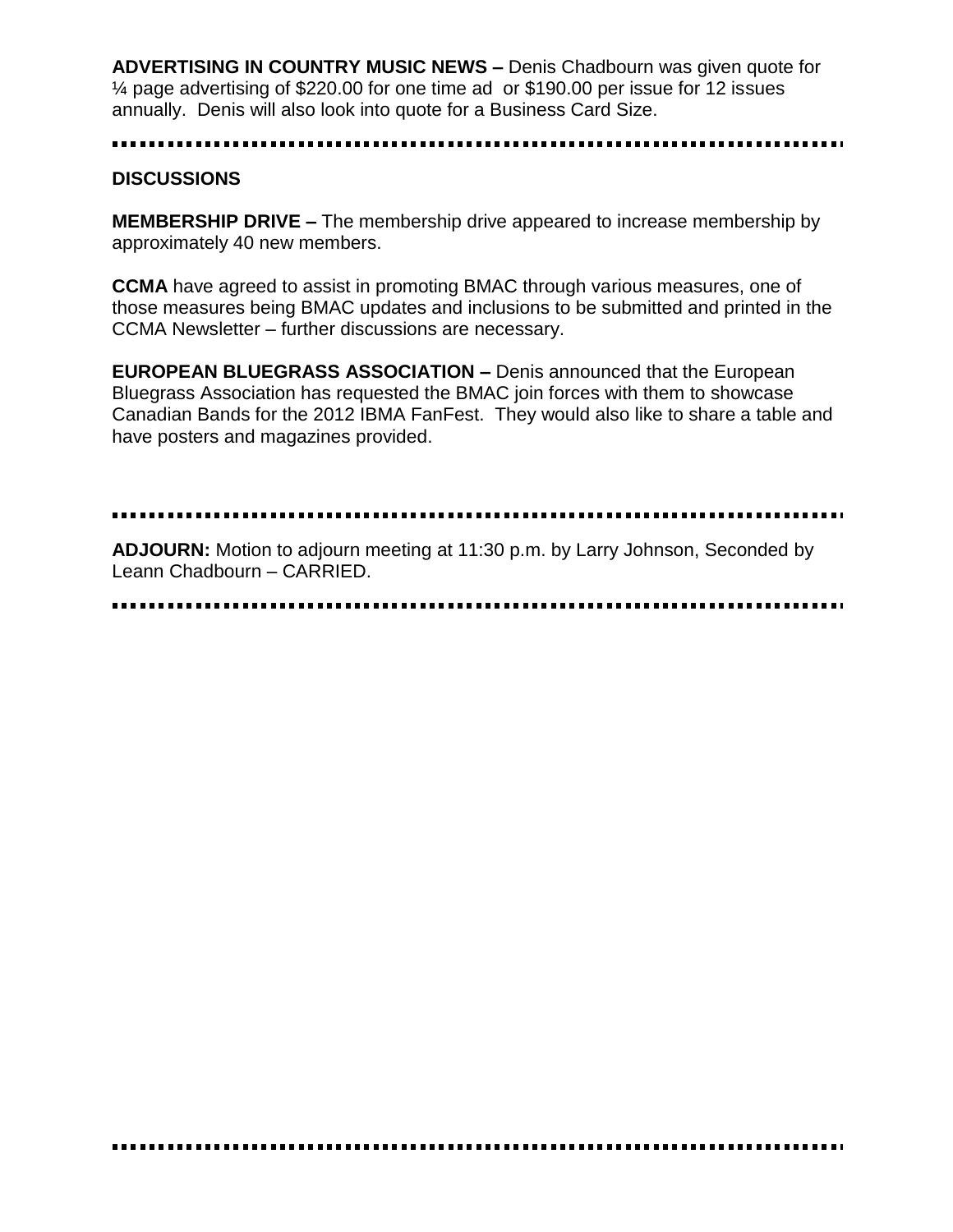**ADVERTISING IN COUNTRY MUSIC NEWS –** Denis Chadbourn was given quote for ¼ page advertising of $220.00 for one time ad or $190.00 per issue for 12 issues annually. Denis will also look into quote for a Business Card Size.

---

**DISCUSSIONS**

**MEMBERSHIP DRIVE –** The membership drive appeared to increase membership by approximately 40 new members.

**CCMA** have agreed to assist in promoting BMAC through various measures, one of those measures being BMAC updates and inclusions to be submitted and printed in the CCMA Newsletter – further discussions are necessary.

**EUROPEAN BLUEGRASS ASSOCIATION –** Denis announced that the European Bluegrass Association has requested the BMAC join forces with them to showcase Canadian Bands for the 2012 IBMA FanFest. They would also like to share a table and have posters and magazines provided.

---

**ADJOURN:** Motion to adjourn meeting at 11:30 p.m. by Larry Johnson, Seconded by Leann Chadbourn – CARRIED.

---